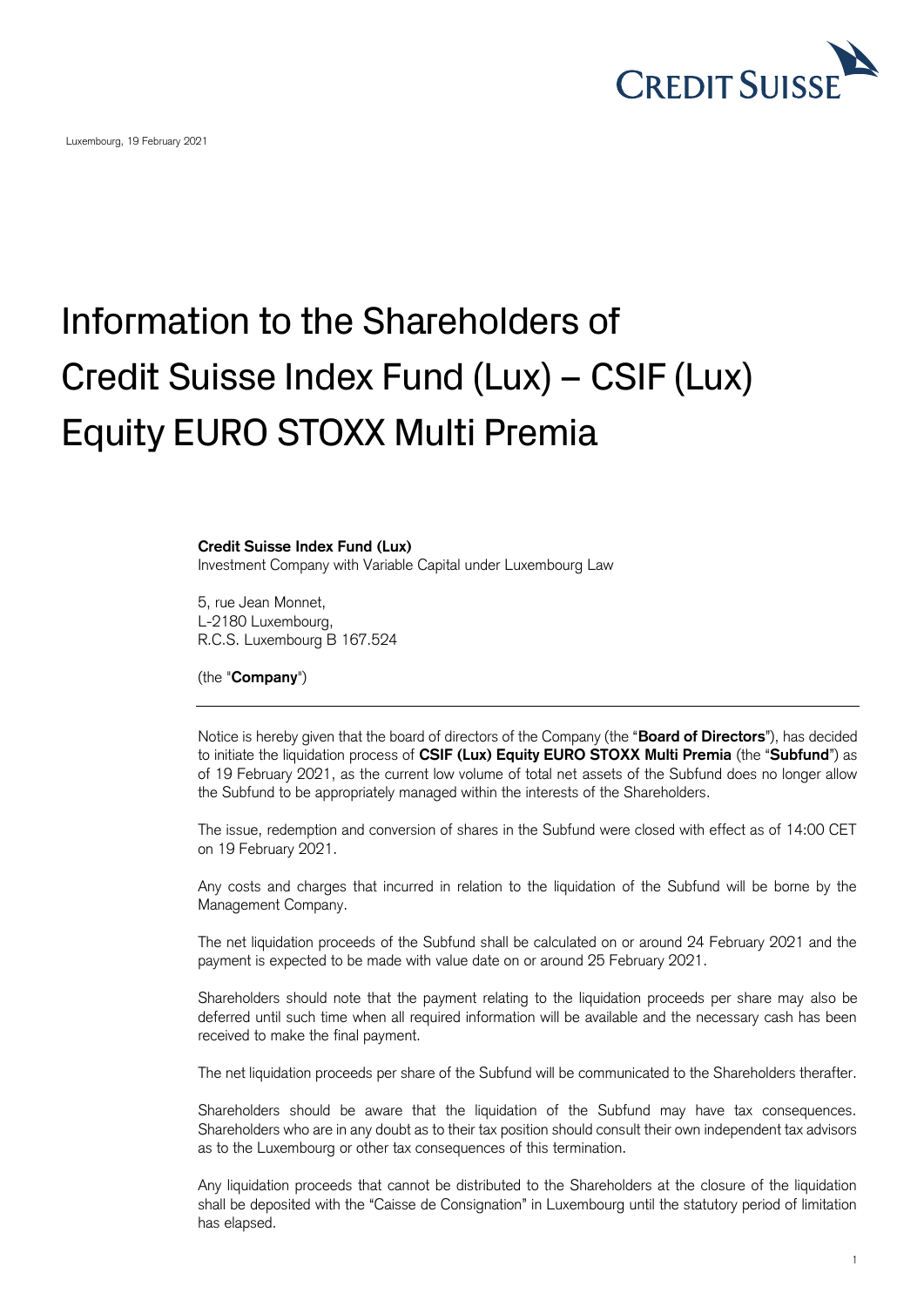Luxembourg, 19 February 2021

# Information to the Shareholders of Credit Suisse Index Fund (Lux) – CSIF (Lux) Equity EURO STOXX Multi Premia

**Credit Suisse Index Fund (Lux)**
Investment Company with Variable Capital under Luxembourg Law

5, rue Jean Monnet,
L-2180 Luxembourg,
R.C.S. Luxembourg B 167.524

(the "**Company**")

---

Notice is hereby given that the board of directors of the Company (the "**Board of Directors**"), has decided to initiate the liquidation process of **CSIF (Lux) Equity EURO STOXX Multi Premia** (the "**Subfund**") as of 19 February 2021, as the current low volume of total net assets of the Subfund does no longer allow the Subfund to be appropriately managed within the interests of the Shareholders.

The issue, redemption and conversion of shares in the Subfund were closed with effect as of 14:00 CET on 19 February 2021.

Any costs and charges that incurred in relation to the liquidation of the Subfund will be borne by the Management Company.

The net liquidation proceeds of the Subfund shall be calculated on or around 24 February 2021 and the payment is expected to be made with value date on or around 25 February 2021.

Shareholders should note that the payment relating to the liquidation proceeds per share may also be deferred until such time when all required information will be available and the necessary cash has been received to make the final payment.

The net liquidation proceeds per share of the Subfund will be communicated to the Shareholders therafter.

Shareholders should be aware that the liquidation of the Subfund may have tax consequences. Shareholders who are in any doubt as to their tax position should consult their own independent tax advisors as to the Luxembourg or other tax consequences of this termination.

Any liquidation proceeds that cannot be distributed to the Shareholders at the closure of the liquidation shall be deposited with the "Caisse de Consignation" in Luxembourg until the statutory period of limitation has elapsed.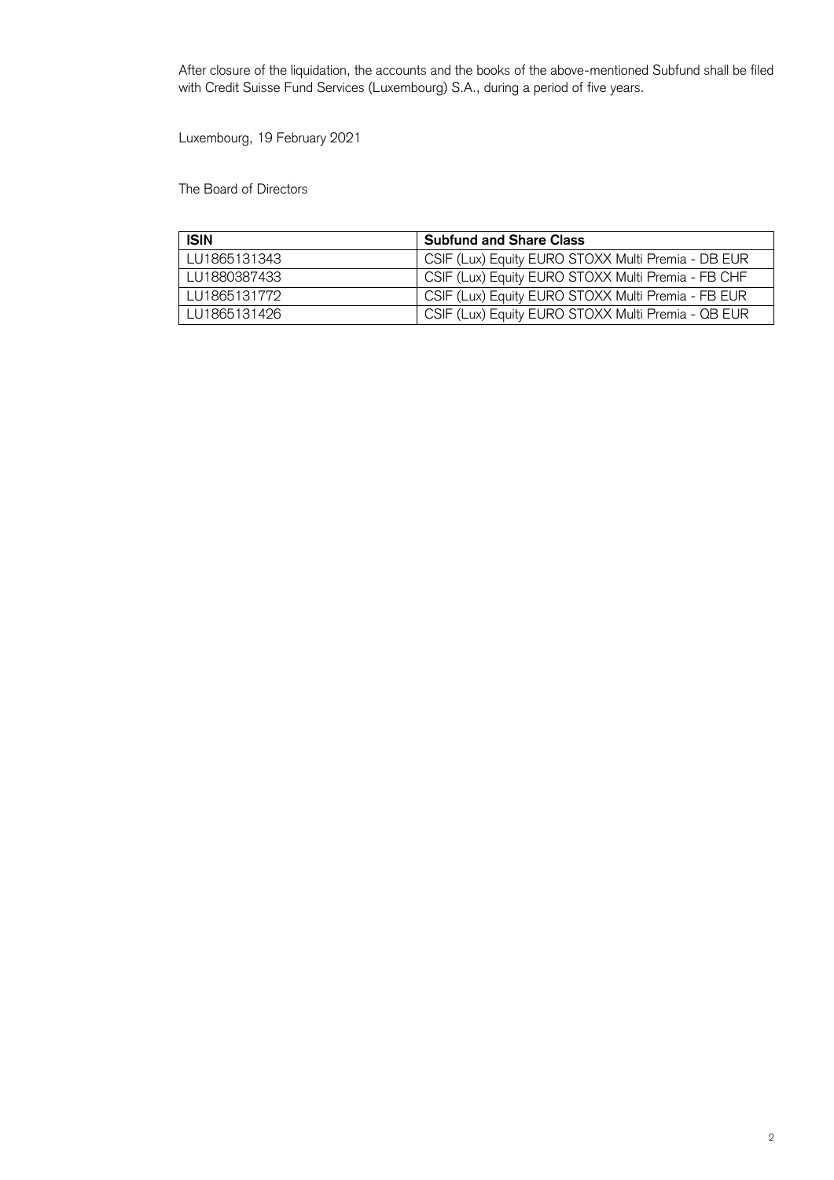After closure of the liquidation, the accounts and the books of the above-mentioned Subfund shall be filed with Credit Suisse Fund Services (Luxembourg) S.A., during a period of five years.

Luxembourg, 19 February 2021

The Board of Directors

| ISIN | Subfund and Share Class |
|---|---|
| LU1865131343 | CSIF (Lux) Equity EURO STOXX Multi Premia - DB EUR |
| LU1880387433 | CSIF (Lux) Equity EURO STOXX Multi Premia - FB CHF |
| LU1865131772 | CSIF (Lux) Equity EURO STOXX Multi Premia - FB EUR |
| LU1865131426 | CSIF (Lux) Equity EURO STOXX Multi Premia - QB EUR |